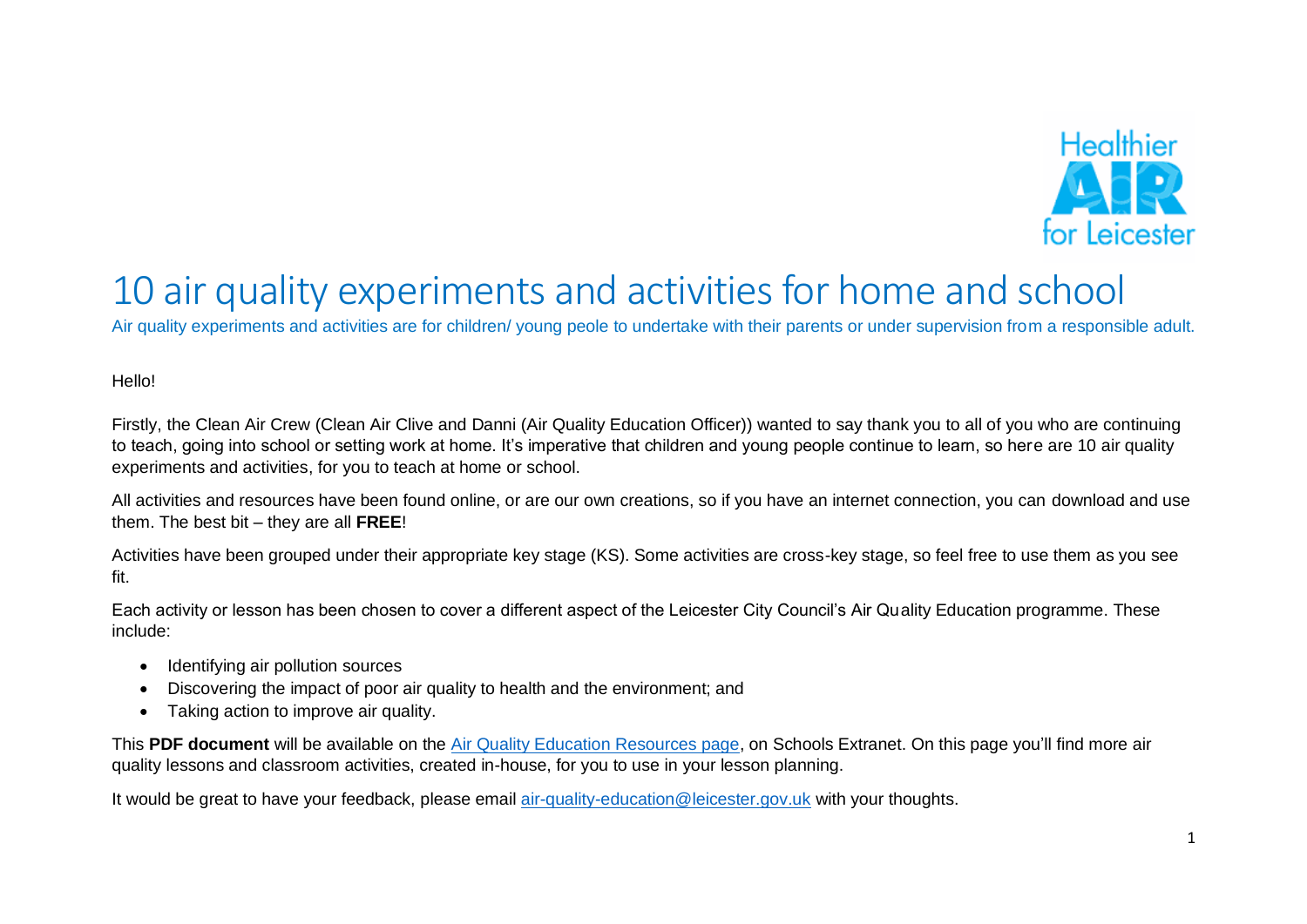# 10 air quality experiments and activities for home and school

Air quality experiments and activities are for children/ young peole to undertake with their parents or under supervision from a responsible adult.

Hello!

Firstly, the Clean Air Crew (Clean Air Clive and Danni (Air Quality Education Officer)) wanted to say thank you to all of you who are continuing to teach, going into school or setting work at home. It's imperative that children and young people continue to learn, so here are 10 air quality experiments and activities, for you to teach at home or school.

All activities and resources have been found online, or are our own creations, so if you have an internet connection, you can download and use them. The best bit – they are all **FREE**!

Activities have been grouped under their appropriate key stage (KS). Some activities are cross-key stage, so feel free to use them as you see fit.

Each activity or lesson has been chosen to cover a different aspect of the Leicester City Council's Air Quality Education programme. These include:

- Identifying air pollution sources
- Discovering the impact of poor air quality to health and the environment; and
- Taking action to improve air quality.

This **PDF document** will be available on the Air Quality Education Resources page, on Schools Extranet. On this page you'll find more air quality lessons and classroom activities, created in-house, for you to use in your lesson planning.

It would be great to have your feedback, please email air-quality-education@leicester.gov.uk with your thoughts.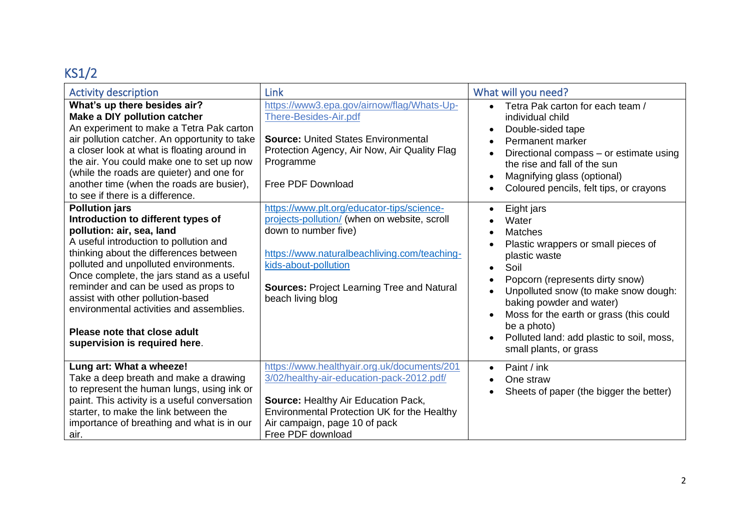## KS1/2

| Activity description | Link | What will you need? |
|---|---|---|
| **What's up there besides air?**<br>**Make a DIY pollution catcher**<br>An experiment to make a Tetra Pak carton air pollution catcher. An opportunity to take a closer look at what is floating around in the air. You could make one to set up now (while the roads are quieter) and one for another time (when the roads are busier), to see if there is a difference. | https://www3.epa.gov/airnow/flag/Whats-Up-There-Besides-Air.pdf<br><br>**Source:** United States Environmental Protection Agency, Air Now, Air Quality Flag Programme<br><br>Free PDF Download | • Tetra Pak carton for each team / individual child<br>• Double-sided tape<br>• Permanent marker<br>• Directional compass – or estimate using the rise and fall of the sun<br>• Magnifying glass (optional)<br>• Coloured pencils, felt tips, or crayons |
| **Pollution jars**<br>**Introduction to different types of pollution: air, sea, land**<br>A useful introduction to pollution and thinking about the differences between polluted and unpolluted environments. Once complete, the jars stand as a useful reminder and can be used as props to assist with other pollution-based environmental activities and assemblies.<br><br>**Please note that close adult supervision is required here**. | https://www.plt.org/educator-tips/science-projects-pollution/ (when on website, scroll down to number five)<br><br>https://www.naturalbeachliving.com/teaching-kids-about-pollution<br><br>**Sources:** Project Learning Tree and Natural beach living blog | • Eight jars<br>• Water<br>• Matches<br>• Plastic wrappers or small pieces of plastic waste<br>• Soil<br>• Popcorn (represents dirty snow)<br>• Unpolluted snow (to make snow dough: baking powder and water)<br>• Moss for the earth or grass (this could be a photo)<br>• Polluted land: add plastic to soil, moss, small plants, or grass |
| **Lung art: What a wheeze!**<br>Take a deep breath and make a drawing to represent the human lungs, using ink or paint. This activity is a useful conversation starter, to make the link between the importance of breathing and what is in our air. | https://www.healthyair.org.uk/documents/2013/02/healthy-air-education-pack-2012.pdf/<br><br>**Source:** Healthy Air Education Pack, Environmental Protection UK for the Healthy Air campaign, page 10 of pack<br>Free PDF download | • Paint / ink<br>• One straw<br>• Sheets of paper (the bigger the better) |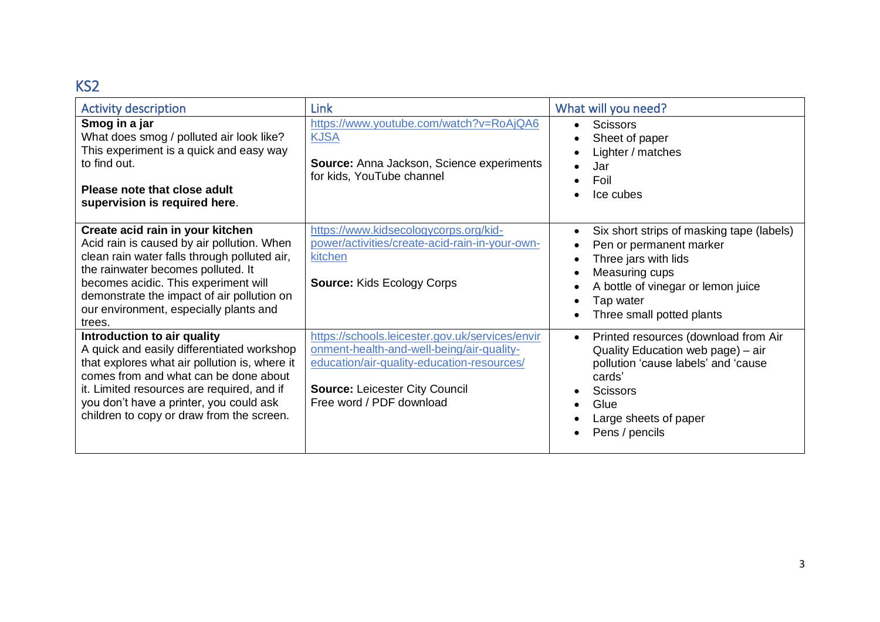## KS2

| Activity description | Link | What will you need? |
|---|---|---|
| **Smog in a jar**<br>What does smog / polluted air look like? This experiment is a quick and easy way to find out.<br><br>**Please note that close adult supervision is required here**. | https://www.youtube.com/watch?v=RoAjQA6KJSA<br><br>**Source:** Anna Jackson, Science experiments for kids, YouTube channel | • Scissors<br>• Sheet of paper<br>• Lighter / matches<br>• Jar<br>• Foil<br>• Ice cubes |
| **Create acid rain in your kitchen**<br>Acid rain is caused by air pollution. When clean rain water falls through polluted air, the rainwater becomes polluted. It becomes acidic. This experiment will demonstrate the impact of air pollution on our environment, especially plants and trees. | https://www.kidsecologycorps.org/kid-power/activities/create-acid-rain-in-your-own-kitchen<br><br>**Source:** Kids Ecology Corps | • Six short strips of masking tape (labels)<br>• Pen or permanent marker<br>• Three jars with lids<br>• Measuring cups<br>• A bottle of vinegar or lemon juice<br>• Tap water<br>• Three small potted plants |
| **Introduction to air quality**<br>A quick and easily differentiated workshop that explores what air pollution is, where it comes from and what can be done about it. Limited resources are required, and if you don't have a printer, you could ask children to copy or draw from the screen. | https://schools.leicester.gov.uk/services/environment-health-and-well-being/air-quality-education/air-quality-education-resources/<br><br>**Source:** Leicester City Council<br>Free word / PDF download | • Printed resources (download from Air Quality Education web page) – air pollution 'cause labels' and 'cause cards'<br>• Scissors<br>• Glue<br>• Large sheets of paper<br>• Pens / pencils |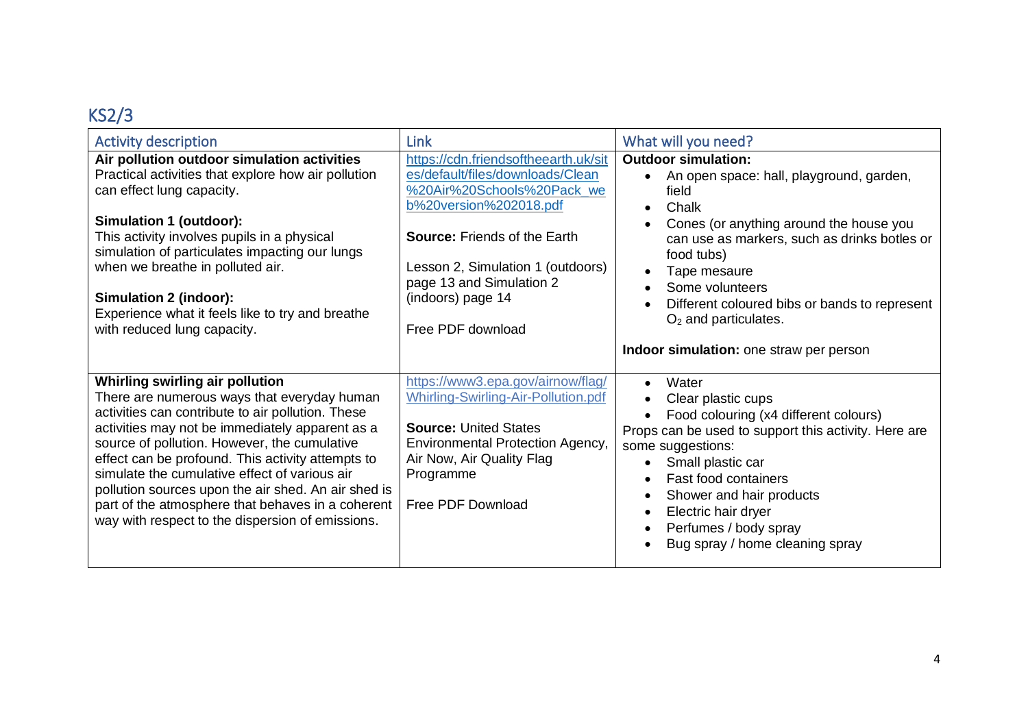## KS2/3

| Activity description | Link | What will you need? |
|---|---|---|
| **Air pollution outdoor simulation activities**<br>Practical activities that explore how air pollution can effect lung capacity.<br><br>**Simulation 1 (outdoor):**<br>This activity involves pupils in a physical simulation of particulates impacting our lungs when we breathe in polluted air.<br><br>**Simulation 2 (indoor):**<br>Experience what it feels like to try and breathe with reduced lung capacity. | https://cdn.friendsoftheearth.uk/sites/default/files/downloads/Clean%20Air%20Schools%20Pack_web%20version%202018.pdf<br><br>**Source:** Friends of the Earth<br><br>Lesson 2, Simulation 1 (outdoors) page 13 and Simulation 2 (indoors) page 14<br><br>Free PDF download | **Outdoor simulation:**<br>• An open space: hall, playground, garden, field<br>• Chalk<br>• Cones (or anything around the house you can use as markers, such as drinks botles or food tubs)<br>• Tape mesaure<br>• Some volunteers<br>• Different coloured bibs or bands to represent $O_2$ and particulates.<br><br>**Indoor simulation:** one straw per person |
| **Whirling swirling air pollution**<br>There are numerous ways that everyday human activities can contribute to air pollution. These activities may not be immediately apparent as a source of pollution. However, the cumulative effect can be profound. This activity attempts to simulate the cumulative effect of various air pollution sources upon the air shed. An air shed is part of the atmosphere that behaves in a coherent way with respect to the dispersion of emissions. | https://www3.epa.gov/airnow/flag/Whirling-Swirling-Air-Pollution.pdf<br><br>**Source:** United States Environmental Protection Agency, Air Now, Air Quality Flag Programme<br><br>Free PDF Download | • Water<br>• Clear plastic cups<br>• Food colouring (x4 different colours)<br>Props can be used to support this activity. Here are some suggestions:<br>• Small plastic car<br>• Fast food containers<br>• Shower and hair products<br>• Electric hair dryer<br>• Perfumes / body spray<br>• Bug spray / home cleaning spray |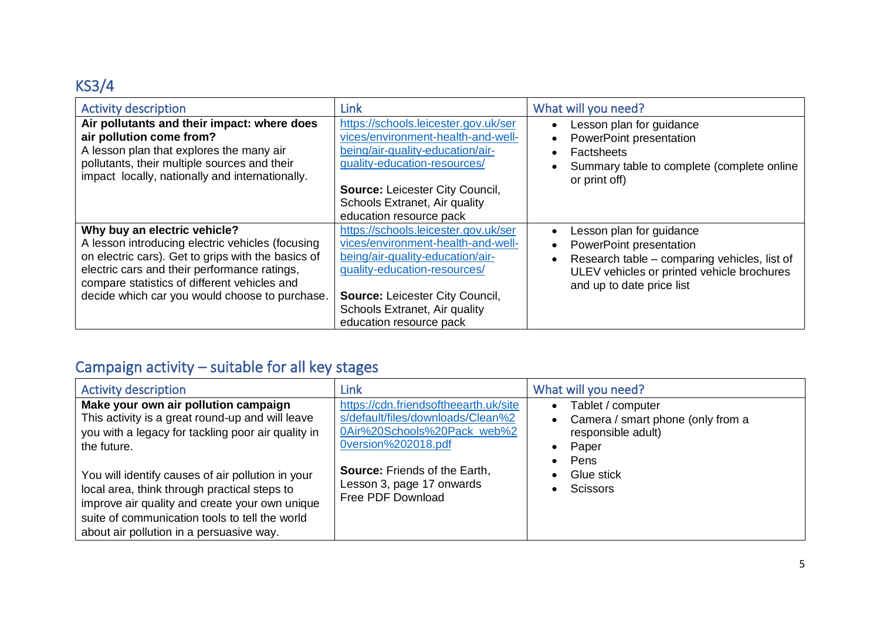## KS3/4

| Activity description | Link | What will you need? |
| --- | --- | --- |
| **Air pollutants and their impact: where does air pollution come from?** A lesson plan that explores the many air pollutants, their multiple sources and their impact locally, nationally and internationally. | https://schools.leicester.gov.uk/services/environment-health-and-well-being/air-quality-education/air-quality-education-resources/ <br><br> **Source:** Leicester City Council, Schools Extranet, Air quality education resource pack | • Lesson plan for guidance <br> • PowerPoint presentation <br> • Factsheets <br> • Summary table to complete (complete online or print off) |
| **Why buy an electric vehicle?** A lesson introducing electric vehicles (focusing on electric cars). Get to grips with the basics of electric cars and their performance ratings, compare statistics of different vehicles and decide which car you would choose to purchase. | https://schools.leicester.gov.uk/services/environment-health-and-well-being/air-quality-education/air-quality-education-resources/ <br><br> **Source:** Leicester City Council, Schools Extranet, Air quality education resource pack | • Lesson plan for guidance <br> • PowerPoint presentation <br> • Research table – comparing vehicles, list of ULEV vehicles or printed vehicle brochures and up to date price list |

## Campaign activity – suitable for all key stages

| Activity description | Link | What will you need? |
| --- | --- | --- |
| **Make your own air pollution campaign** This activity is a great round-up and will leave you with a legacy for tackling poor air quality in the future. <br><br> You will identify causes of air pollution in your local area, think through practical steps to improve air quality and create your own unique suite of communication tools to tell the world about air pollution in a persuasive way. | https://cdn.friendsoftheearth.uk/sites/default/files/downloads/Clean%20Air%20Schools%20Pack_web%20version%202018.pdf <br><br> **Source:** Friends of the Earth, Lesson 3, page 17 onwards Free PDF Download | • Tablet / computer <br> • Camera / smart phone (only from a responsible adult) <br> • Paper <br> • Pens <br> • Glue stick <br> • Scissors |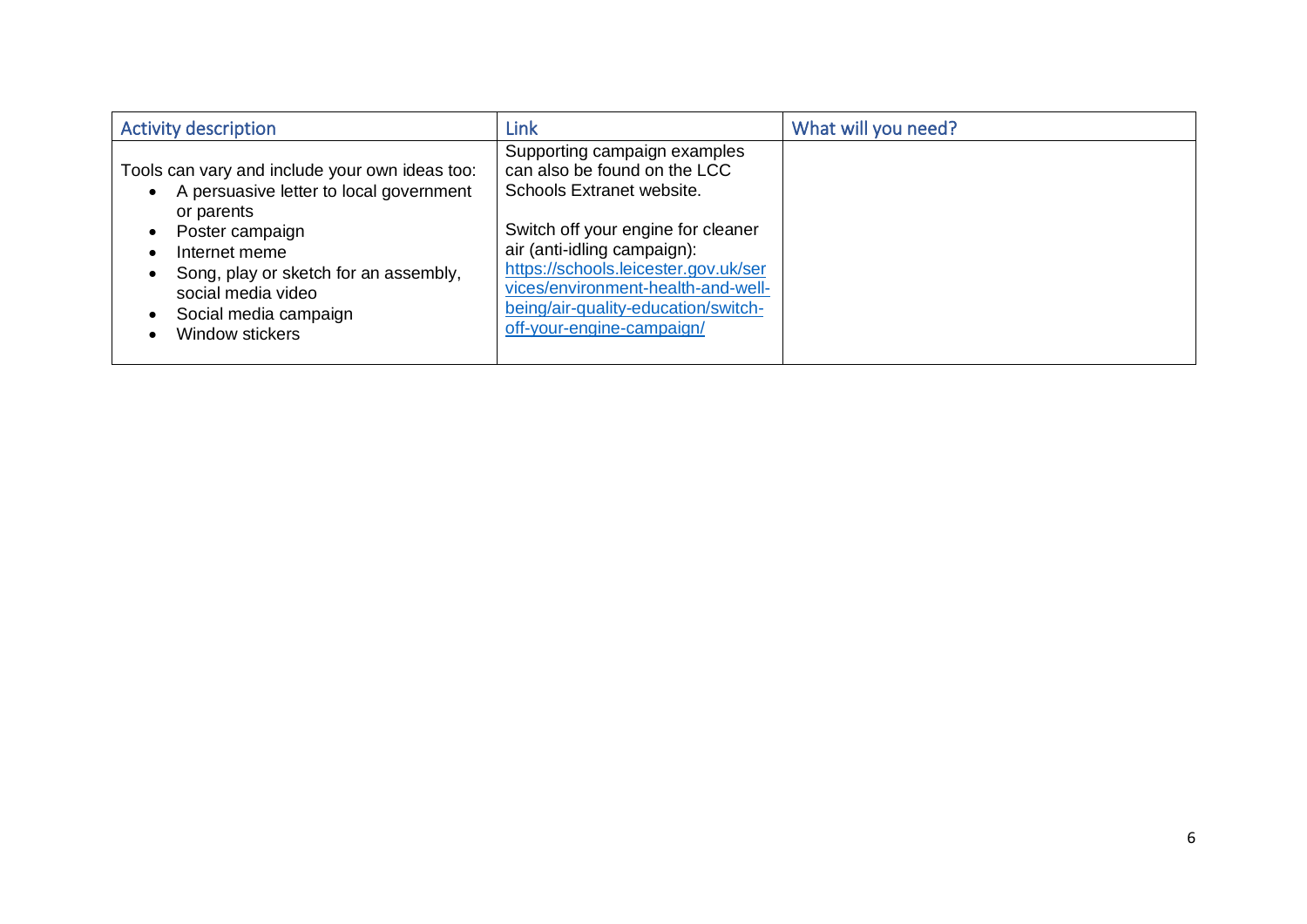| Activity description | Link | What will you need? |
|---|---|---|
| Tools can vary and include your own ideas too:<br>• A persuasive letter to local government or parents<br>• Poster campaign<br>• Internet meme<br>• Song, play or sketch for an assembly, social media video<br>• Social media campaign<br>• Window stickers | Supporting campaign examples can also be found on the LCC Schools Extranet website.<br><br>Switch off your engine for cleaner air (anti-idling campaign): https://schools.leicester.gov.uk/services/environment-health-and-well-being/air-quality-education/switch-off-your-engine-campaign/ | |